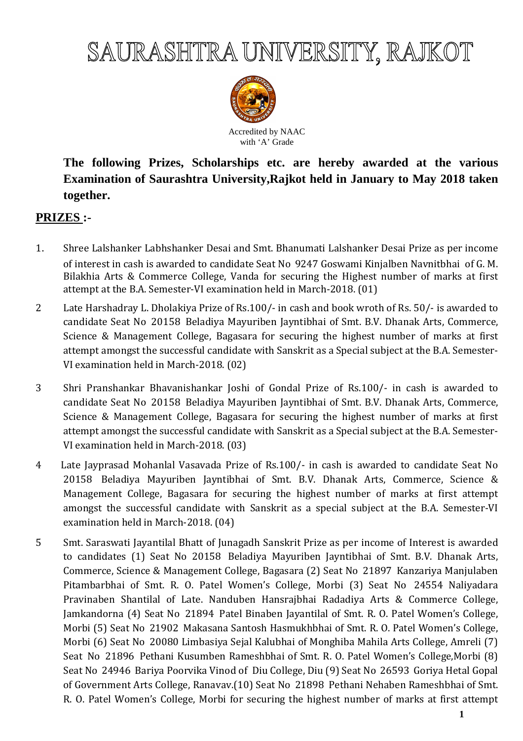# SAURASHTRA UNIVERSITY, RAJKOT

Accredited by NAAC
with 'A' Grade

**The following Prizes, Scholarships etc. are hereby awarded at the various Examination of Saurashtra University,Rajkot held in January to May 2018 taken together.**

## PRIZES :-

1. Shree Lalshanker Labhshanker Desai and Smt. Bhanumati Lalshanker Desai Prize as per income of interest in cash is awarded to candidate Seat No 9247 Goswami Kinjalben Navnitbhai of G. M. Bilakhia Arts & Commerce College, Vanda for securing the Highest number of marks at first attempt at the B.A. Semester-VI examination held in March-2018. (01)

2 Late Harshadray L. Dholakiya Prize of Rs.100/- in cash and book wroth of Rs. 50/- is awarded to candidate Seat No 20158 Beladiya Mayuriben Jayntibhai of Smt. B.V. Dhanak Arts, Commerce, Science & Management College, Bagasara for securing the highest number of marks at first attempt amongst the successful candidate with Sanskrit as a Special subject at the B.A. Semester-VI examination held in March-2018. (02)

3 Shri Pranshankar Bhavanishankar Joshi of Gondal Prize of Rs.100/- in cash is awarded to candidate Seat No 20158 Beladiya Mayuriben Jayntibhai of Smt. B.V. Dhanak Arts, Commerce, Science & Management College, Bagasara for securing the highest number of marks at first attempt amongst the successful candidate with Sanskrit as a Special subject at the B.A. Semester-VI examination held in March-2018. (03)

4 Late Jayprasad Mohanlal Vasavada Prize of Rs.100/- in cash is awarded to candidate Seat No 20158 Beladiya Mayuriben Jayntibhai of Smt. B.V. Dhanak Arts, Commerce, Science & Management College, Bagasara for securing the highest number of marks at first attempt amongst the successful candidate with Sanskrit as a special subject at the B.A. Semester-VI examination held in March-2018. (04)

5 Smt. Saraswati Jayantilal Bhatt of Junagadh Sanskrit Prize as per income of Interest is awarded to candidates (1) Seat No 20158 Beladiya Mayuriben Jayntibhai of Smt. B.V. Dhanak Arts, Commerce, Science & Management College, Bagasara (2) Seat No 21897 Kanzariya Manjulaben Pitambarbhai of Smt. R. O. Patel Women's College, Morbi (3) Seat No 24554 Naliyadara Pravinaben Shantilal of Late. Nanduben Hansrajbhai Radadiya Arts & Commerce College, Jamkandorna (4) Seat No 21894 Patel Binaben Jayantilal of Smt. R. O. Patel Women's College, Morbi (5) Seat No 21902 Makasana Santosh Hasmukhbhai of Smt. R. O. Patel Women's College, Morbi (6) Seat No 20080 Limbasiya Sejal Kalubhai of Monghiba Mahila Arts College, Amreli (7) Seat No 21896 Pethani Kusumben Rameshbhai of Smt. R. O. Patel Women's College,Morbi (8) Seat No 24946 Bariya Poorvika Vinod of Diu College, Diu (9) Seat No 26593 Goriya Hetal Gopal of Government Arts College, Ranavav.(10) Seat No 21898 Pethani Nehaben Rameshbhai of Smt. R. O. Patel Women's College, Morbi for securing the highest number of marks at first attempt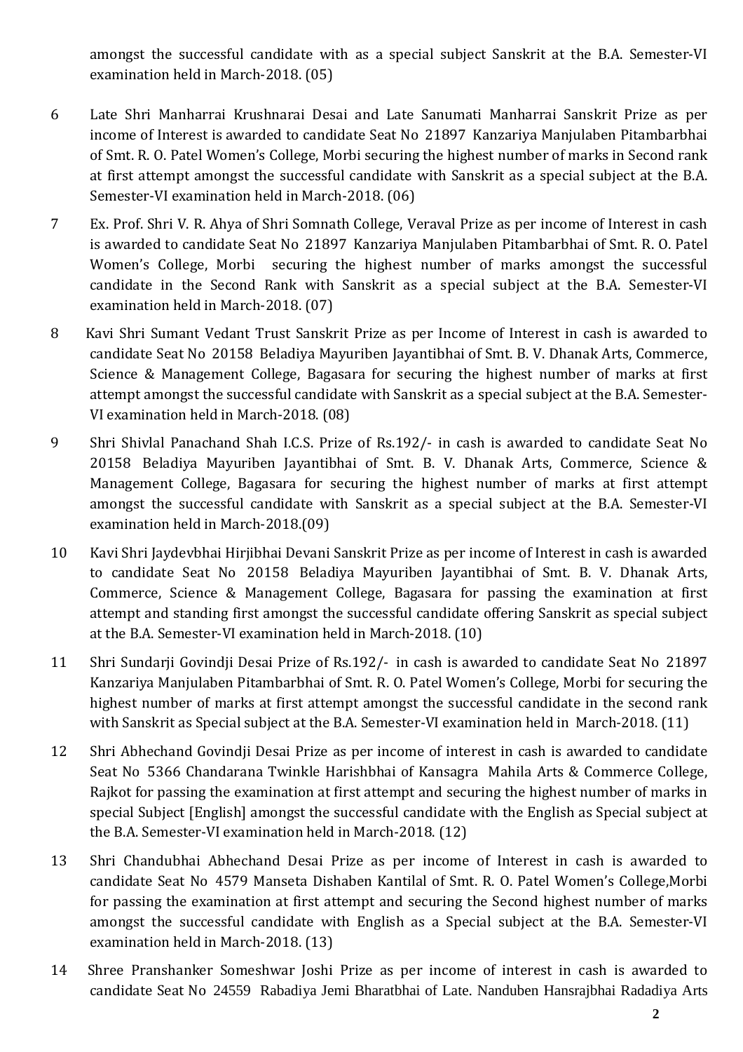amongst the successful candidate with as a special subject Sanskrit at the B.A. Semester-VI examination held in March-2018. (05)

6 Late Shri Manharrai Krushnarai Desai and Late Sanumati Manharrai Sanskrit Prize as per income of Interest is awarded to candidate Seat No 21897 Kanzariya Manjulaben Pitambarbhai of Smt. R. O. Patel Women's College, Morbi securing the highest number of marks in Second rank at first attempt amongst the successful candidate with Sanskrit as a special subject at the B.A. Semester-VI examination held in March-2018. (06)

7 Ex. Prof. Shri V. R. Ahya of Shri Somnath College, Veraval Prize as per income of Interest in cash is awarded to candidate Seat No 21897 Kanzariya Manjulaben Pitambarbhai of Smt. R. O. Patel Women's College, Morbi securing the highest number of marks amongst the successful candidate in the Second Rank with Sanskrit as a special subject at the B.A. Semester-VI examination held in March-2018. (07)

8 Kavi Shri Sumant Vedant Trust Sanskrit Prize as per Income of Interest in cash is awarded to candidate Seat No 20158 Beladiya Mayuriben Jayantibhai of Smt. B. V. Dhanak Arts, Commerce, Science & Management College, Bagasara for securing the highest number of marks at first attempt amongst the successful candidate with Sanskrit as a special subject at the B.A. Semester-VI examination held in March-2018. (08)

9 Shri Shivlal Panachand Shah I.C.S. Prize of Rs.192/- in cash is awarded to candidate Seat No 20158 Beladiya Mayuriben Jayantibhai of Smt. B. V. Dhanak Arts, Commerce, Science & Management College, Bagasara for securing the highest number of marks at first attempt amongst the successful candidate with Sanskrit as a special subject at the B.A. Semester-VI examination held in March-2018.(09)

10 Kavi Shri Jaydevbhai Hirjibhai Devani Sanskrit Prize as per income of Interest in cash is awarded to candidate Seat No 20158 Beladiya Mayuriben Jayantibhai of Smt. B. V. Dhanak Arts, Commerce, Science & Management College, Bagasara for passing the examination at first attempt and standing first amongst the successful candidate offering Sanskrit as special subject at the B.A. Semester-VI examination held in March-2018. (10)

11 Shri Sundarji Govindji Desai Prize of Rs.192/- in cash is awarded to candidate Seat No 21897 Kanzariya Manjulaben Pitambarbhai of Smt. R. O. Patel Women's College, Morbi for securing the highest number of marks at first attempt amongst the successful candidate in the second rank with Sanskrit as Special subject at the B.A. Semester-VI examination held in March-2018. (11)

12 Shri Abhechand Govindji Desai Prize as per income of interest in cash is awarded to candidate Seat No 5366 Chandarana Twinkle Harishbhai of Kansagra Mahila Arts & Commerce College, Rajkot for passing the examination at first attempt and securing the highest number of marks in special Subject [English] amongst the successful candidate with the English as Special subject at the B.A. Semester-VI examination held in March-2018. (12)

13 Shri Chandubhai Abhechand Desai Prize as per income of Interest in cash is awarded to candidate Seat No 4579 Manseta Dishaben Kantilal of Smt. R. O. Patel Women's College,Morbi for passing the examination at first attempt and securing the Second highest number of marks amongst the successful candidate with English as a Special subject at the B.A. Semester-VI examination held in March-2018. (13)

14 Shree Pranshanker Someshwar Joshi Prize as per income of interest in cash is awarded to candidate Seat No 24559 Rabadiya Jemi Bharatbhai of Late. Nanduben Hansrajbhai Radadiya Arts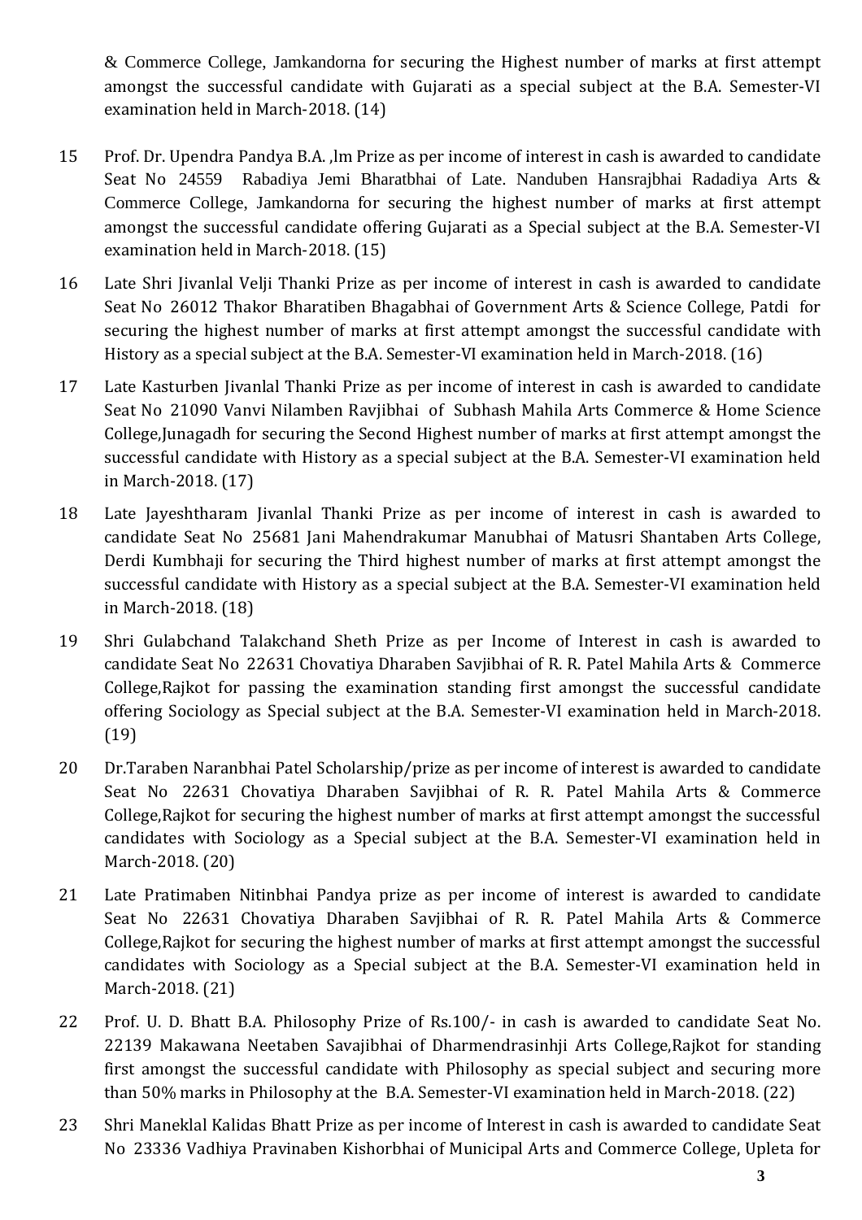& Commerce College, Jamkandorna for securing the Highest number of marks at first attempt amongst the successful candidate with Gujarati as a special subject at the B.A. Semester-VI examination held in March-2018. (14)

15 Prof. Dr. Upendra Pandya B.A. ,lm Prize as per income of interest in cash is awarded to candidate Seat No 24559 Rabadiya Jemi Bharatbhai of Late. Nanduben Hansrajbhai Radadiya Arts & Commerce College, Jamkandorna for securing the highest number of marks at first attempt amongst the successful candidate offering Gujarati as a Special subject at the B.A. Semester-VI examination held in March-2018. (15)

16 Late Shri Jivanlal Velji Thanki Prize as per income of interest in cash is awarded to candidate Seat No 26012 Thakor Bharatiben Bhagabhai of Government Arts & Science College, Patdi for securing the highest number of marks at first attempt amongst the successful candidate with History as a special subject at the B.A. Semester-VI examination held in March-2018. (16)

17 Late Kasturben Jivanlal Thanki Prize as per income of interest in cash is awarded to candidate Seat No 21090 Vanvi Nilamben Ravjibhai of Subhash Mahila Arts Commerce & Home Science College,Junagadh for securing the Second Highest number of marks at first attempt amongst the successful candidate with History as a special subject at the B.A. Semester-VI examination held in March-2018. (17)

18 Late Jayeshtharam Jivanlal Thanki Prize as per income of interest in cash is awarded to candidate Seat No 25681 Jani Mahendrakumar Manubhai of Matusri Shantaben Arts College, Derdi Kumbhaji for securing the Third highest number of marks at first attempt amongst the successful candidate with History as a special subject at the B.A. Semester-VI examination held in March-2018. (18)

19 Shri Gulabchand Talakchand Sheth Prize as per Income of Interest in cash is awarded to candidate Seat No 22631 Chovatiya Dharaben Savjibhai of R. R. Patel Mahila Arts & Commerce College,Rajkot for passing the examination standing first amongst the successful candidate offering Sociology as Special subject at the B.A. Semester-VI examination held in March-2018. (19)

20 Dr.Taraben Naranbhai Patel Scholarship/prize as per income of interest is awarded to candidate Seat No 22631 Chovatiya Dharaben Savjibhai of R. R. Patel Mahila Arts & Commerce College,Rajkot for securing the highest number of marks at first attempt amongst the successful candidates with Sociology as a Special subject at the B.A. Semester-VI examination held in March-2018. (20)

21 Late Pratimaben Nitinbhai Pandya prize as per income of interest is awarded to candidate Seat No 22631 Chovatiya Dharaben Savjibhai of R. R. Patel Mahila Arts & Commerce College,Rajkot for securing the highest number of marks at first attempt amongst the successful candidates with Sociology as a Special subject at the B.A. Semester-VI examination held in March-2018. (21)

22 Prof. U. D. Bhatt B.A. Philosophy Prize of Rs.100/- in cash is awarded to candidate Seat No. 22139 Makawana Neetaben Savajibhai of Dharmendrasinhji Arts College,Rajkot for standing first amongst the successful candidate with Philosophy as special subject and securing more than 50% marks in Philosophy at the B.A. Semester-VI examination held in March-2018. (22)

23 Shri Maneklal Kalidas Bhatt Prize as per income of Interest in cash is awarded to candidate Seat No 23336 Vadhiya Pravinaben Kishorbhai of Municipal Arts and Commerce College, Upleta for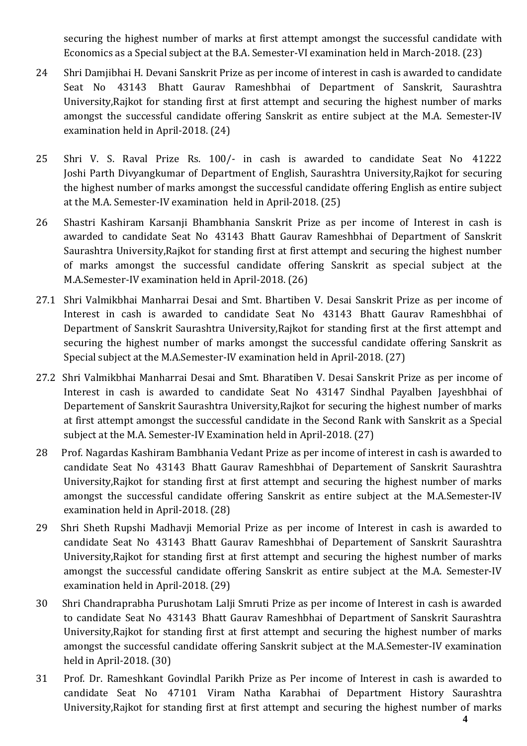securing the highest number of marks at first attempt amongst the successful candidate with Economics as a Special subject at the B.A. Semester-VI examination held in March-2018. (23)

24 Shri Damjibhai H. Devani Sanskrit Prize as per income of interest in cash is awarded to candidate Seat No 43143 Bhatt Gaurav Rameshbhai of Department of Sanskrit, Saurashtra University,Rajkot for standing first at first attempt and securing the highest number of marks amongst the successful candidate offering Sanskrit as entire subject at the M.A. Semester-IV examination held in April-2018. (24)

25 Shri V. S. Raval Prize Rs. 100/- in cash is awarded to candidate Seat No 41222 Joshi Parth Divyangkumar of Department of English, Saurashtra University,Rajkot for securing the highest number of marks amongst the successful candidate offering English as entire subject at the M.A. Semester-IV examination held in April-2018. (25)

26 Shastri Kashiram Karsanji Bhambhania Sanskrit Prize as per income of Interest in cash is awarded to candidate Seat No 43143 Bhatt Gaurav Rameshbhai of Department of Sanskrit Saurashtra University,Rajkot for standing first at first attempt and securing the highest number of marks amongst the successful candidate offering Sanskrit as special subject at the M.A.Semester-IV examination held in April-2018. (26)

27.1 Shri Valmikbhai Manharrai Desai and Smt. Bhartiben V. Desai Sanskrit Prize as per income of Interest in cash is awarded to candidate Seat No 43143 Bhatt Gaurav Rameshbhai of Department of Sanskrit Saurashtra University,Rajkot for standing first at the first attempt and securing the highest number of marks amongst the successful candidate offering Sanskrit as Special subject at the M.A.Semester-IV examination held in April-2018. (27)

27.2 Shri Valmikbhai Manharrai Desai and Smt. Bharatiben V. Desai Sanskrit Prize as per income of Interest in cash is awarded to candidate Seat No 43147 Sindhal Payalben Jayeshbhai of Departement of Sanskrit Saurashtra University,Rajkot for securing the highest number of marks at first attempt amongst the successful candidate in the Second Rank with Sanskrit as a Special subject at the M.A. Semester-IV Examination held in April-2018. (27)

28 Prof. Nagardas Kashiram Bambhania Vedant Prize as per income of interest in cash is awarded to candidate Seat No 43143 Bhatt Gaurav Rameshbhai of Departement of Sanskrit Saurashtra University,Rajkot for standing first at first attempt and securing the highest number of marks amongst the successful candidate offering Sanskrit as entire subject at the M.A.Semester-IV examination held in April-2018. (28)

29 Shri Sheth Rupshi Madhavji Memorial Prize as per income of Interest in cash is awarded to candidate Seat No 43143 Bhatt Gaurav Rameshbhai of Departement of Sanskrit Saurashtra University,Rajkot for standing first at first attempt and securing the highest number of marks amongst the successful candidate offering Sanskrit as entire subject at the M.A. Semester-IV examination held in April-2018. (29)

30 Shri Chandraprabha Purushotam Lalji Smruti Prize as per income of Interest in cash is awarded to candidate Seat No 43143 Bhatt Gaurav Rameshbhai of Department of Sanskrit Saurashtra University,Rajkot for standing first at first attempt and securing the highest number of marks amongst the successful candidate offering Sanskrit subject at the M.A.Semester-IV examination held in April-2018. (30)

31 Prof. Dr. Rameshkant Govindlal Parikh Prize as Per income of Interest in cash is awarded to candidate Seat No 47101 Viram Natha Karabhai of Department History Saurashtra University,Rajkot for standing first at first attempt and securing the highest number of marks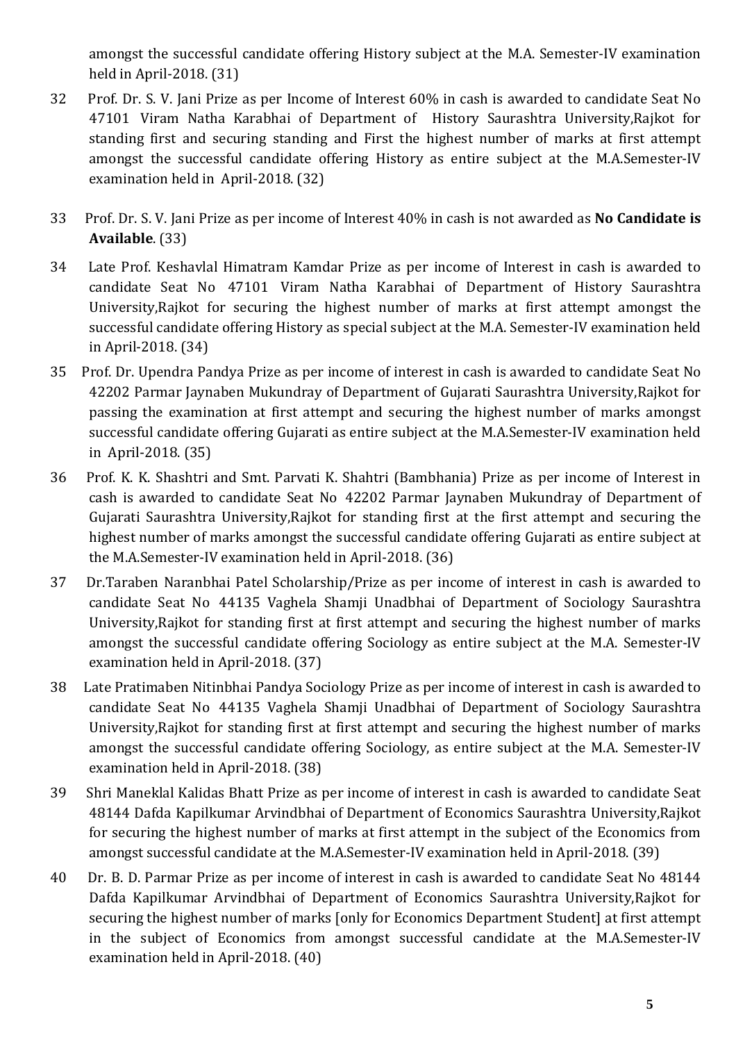amongst the successful candidate offering History subject at the M.A. Semester-IV examination held in April-2018. (31)

32 Prof. Dr. S. V. Jani Prize as per Income of Interest 60% in cash is awarded to candidate Seat No 47101 Viram Natha Karabhai of Department of History Saurashtra University,Rajkot for standing first and securing standing and First the highest number of marks at first attempt amongst the successful candidate offering History as entire subject at the M.A.Semester-IV examination held in April-2018. (32)

33 Prof. Dr. S. V. Jani Prize as per income of Interest 40% in cash is not awarded as **No Candidate is Available**. (33)

34 Late Prof. Keshavlal Himatram Kamdar Prize as per income of Interest in cash is awarded to candidate Seat No 47101 Viram Natha Karabhai of Department of History Saurashtra University,Rajkot for securing the highest number of marks at first attempt amongst the successful candidate offering History as special subject at the M.A. Semester-IV examination held in April-2018. (34)

35 Prof. Dr. Upendra Pandya Prize as per income of interest in cash is awarded to candidate Seat No 42202 Parmar Jaynaben Mukundray of Department of Gujarati Saurashtra University,Rajkot for passing the examination at first attempt and securing the highest number of marks amongst successful candidate offering Gujarati as entire subject at the M.A.Semester-IV examination held in April-2018. (35)

36 Prof. K. K. Shashtri and Smt. Parvati K. Shahtri (Bambhania) Prize as per income of Interest in cash is awarded to candidate Seat No 42202 Parmar Jaynaben Mukundray of Department of Gujarati Saurashtra University,Rajkot for standing first at the first attempt and securing the highest number of marks amongst the successful candidate offering Gujarati as entire subject at the M.A.Semester-IV examination held in April-2018. (36)

37 Dr.Taraben Naranbhai Patel Scholarship/Prize as per income of interest in cash is awarded to candidate Seat No 44135 Vaghela Shamji Unadbhai of Department of Sociology Saurashtra University,Rajkot for standing first at first attempt and securing the highest number of marks amongst the successful candidate offering Sociology as entire subject at the M.A. Semester-IV examination held in April-2018. (37)

38 Late Pratimaben Nitinbhai Pandya Sociology Prize as per income of interest in cash is awarded to candidate Seat No 44135 Vaghela Shamji Unadbhai of Department of Sociology Saurashtra University,Rajkot for standing first at first attempt and securing the highest number of marks amongst the successful candidate offering Sociology, as entire subject at the M.A. Semester-IV examination held in April-2018. (38)

39 Shri Maneklal Kalidas Bhatt Prize as per income of interest in cash is awarded to candidate Seat 48144 Dafda Kapilkumar Arvindbhai of Department of Economics Saurashtra University,Rajkot for securing the highest number of marks at first attempt in the subject of the Economics from amongst successful candidate at the M.A.Semester-IV examination held in April-2018. (39)

40 Dr. B. D. Parmar Prize as per income of interest in cash is awarded to candidate Seat No 48144 Dafda Kapilkumar Arvindbhai of Department of Economics Saurashtra University,Rajkot for securing the highest number of marks [only for Economics Department Student] at first attempt in the subject of Economics from amongst successful candidate at the M.A.Semester-IV examination held in April-2018. (40)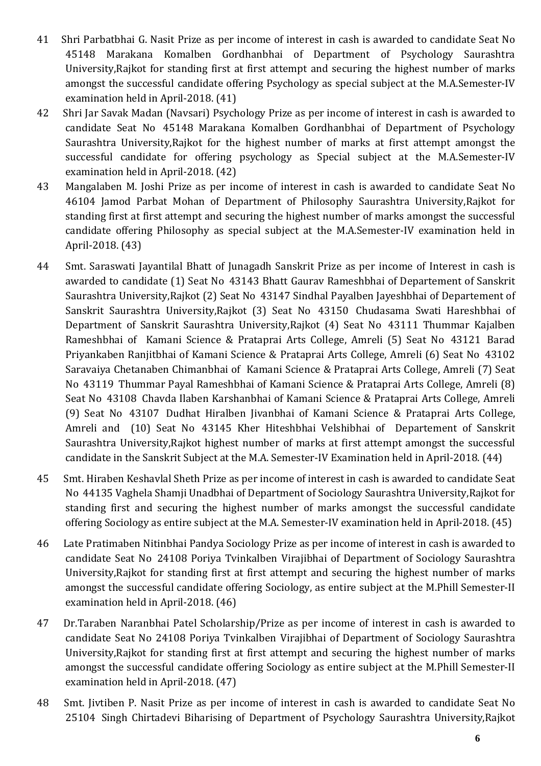41 Shri Parbatbhai G. Nasit Prize as per income of interest in cash is awarded to candidate Seat No 45148 Marakana Komalben Gordhanbhai of Department of Psychology Saurashtra University,Rajkot for standing first at first attempt and securing the highest number of marks amongst the successful candidate offering Psychology as special subject at the M.A.Semester-IV examination held in April-2018. (41)

42 Shri Jar Savak Madan (Navsari) Psychology Prize as per income of interest in cash is awarded to candidate Seat No 45148 Marakana Komalben Gordhanbhai of Department of Psychology Saurashtra University,Rajkot for the highest number of marks at first attempt amongst the successful candidate for offering psychology as Special subject at the M.A.Semester-IV examination held in April-2018. (42)

43 Mangalaben M. Joshi Prize as per income of interest in cash is awarded to candidate Seat No 46104 Jamod Parbat Mohan of Department of Philosophy Saurashtra University,Rajkot for standing first at first attempt and securing the highest number of marks amongst the successful candidate offering Philosophy as special subject at the M.A.Semester-IV examination held in April-2018. (43)

44 Smt. Saraswati Jayantilal Bhatt of Junagadh Sanskrit Prize as per income of Interest in cash is awarded to candidate (1) Seat No 43143 Bhatt Gaurav Rameshbhai of Departement of Sanskrit Saurashtra University,Rajkot (2) Seat No 43147 Sindhal Payalben Jayeshbhai of Departement of Sanskrit Saurashtra University,Rajkot (3) Seat No 43150 Chudasama Swati Hareshbhai of Department of Sanskrit Saurashtra University,Rajkot (4) Seat No 43111 Thummar Kajalben Rameshbhai of Kamani Science & Prataprai Arts College, Amreli (5) Seat No 43121 Barad Priyankaben Ranjitbhai of Kamani Science & Prataprai Arts College, Amreli (6) Seat No 43102 Saravaiya Chetanaben Chimanbhai of Kamani Science & Prataprai Arts College, Amreli (7) Seat No 43119 Thummar Payal Rameshbhai of Kamani Science & Prataprai Arts College, Amreli (8) Seat No 43108 Chavda Ilaben Karshanbhai of Kamani Science & Prataprai Arts College, Amreli (9) Seat No 43107 Dudhat Hiralben Jivanbhai of Kamani Science & Prataprai Arts College, Amreli and (10) Seat No 43145 Kher Hiteshbhai Velshibhai of Departement of Sanskrit Saurashtra University,Rajkot highest number of marks at first attempt amongst the successful candidate in the Sanskrit Subject at the M.A. Semester-IV Examination held in April-2018. (44)

45 Smt. Hiraben Keshavlal Sheth Prize as per income of interest in cash is awarded to candidate Seat No 44135 Vaghela Shamji Unadbhai of Department of Sociology Saurashtra University,Rajkot for standing first and securing the highest number of marks amongst the successful candidate offering Sociology as entire subject at the M.A. Semester-IV examination held in April-2018. (45)

46 Late Pratimaben Nitinbhai Pandya Sociology Prize as per income of interest in cash is awarded to candidate Seat No 24108 Poriya Tvinkalben Virajibhai of Department of Sociology Saurashtra University,Rajkot for standing first at first attempt and securing the highest number of marks amongst the successful candidate offering Sociology, as entire subject at the M.Phill Semester-II examination held in April-2018. (46)

47 Dr.Taraben Naranbhai Patel Scholarship/Prize as per income of interest in cash is awarded to candidate Seat No 24108 Poriya Tvinkalben Virajibhai of Department of Sociology Saurashtra University,Rajkot for standing first at first attempt and securing the highest number of marks amongst the successful candidate offering Sociology as entire subject at the M.Phill Semester-II examination held in April-2018. (47)

48 Smt. Jivtiben P. Nasit Prize as per income of interest in cash is awarded to candidate Seat No 25104 Singh Chirtadevi Biharising of Department of Psychology Saurashtra University,Rajkot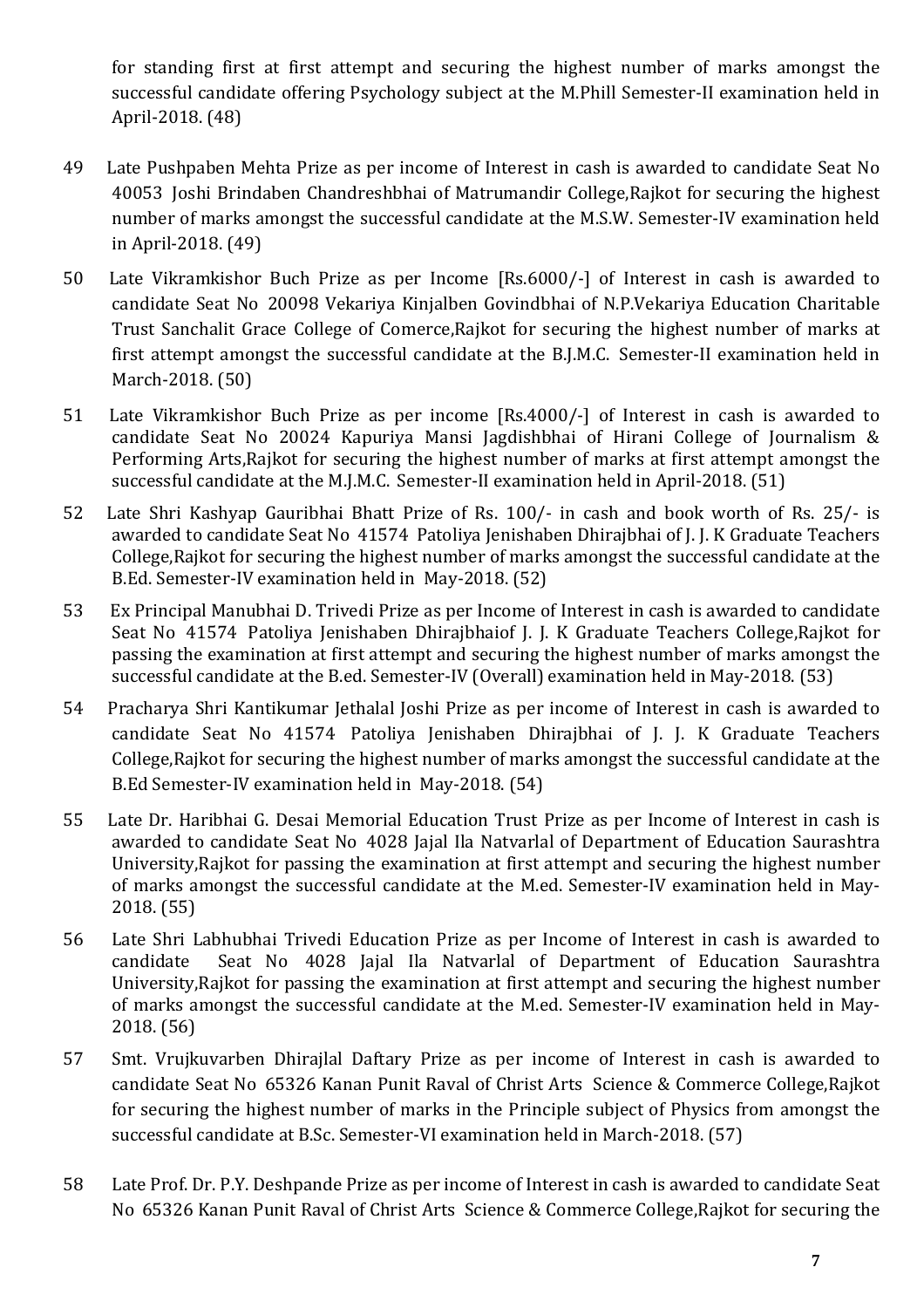for standing first at first attempt and securing the highest number of marks amongst the successful candidate offering Psychology subject at the M.Phill Semester-II examination held in April-2018. (48)

49 Late Pushpaben Mehta Prize as per income of Interest in cash is awarded to candidate Seat No 40053 Joshi Brindaben Chandreshbhai of Matrumandir College,Rajkot for securing the highest number of marks amongst the successful candidate at the M.S.W. Semester-IV examination held in April-2018. (49)

50 Late Vikramkishor Buch Prize as per Income [Rs.6000/-] of Interest in cash is awarded to candidate Seat No 20098 Vekariya Kinjalben Govindbhai of N.P.Vekariya Education Charitable Trust Sanchalit Grace College of Comerce,Rajkot for securing the highest number of marks at first attempt amongst the successful candidate at the B.J.M.C. Semester-II examination held in March-2018. (50)

51 Late Vikramkishor Buch Prize as per income [Rs.4000/-] of Interest in cash is awarded to candidate Seat No 20024 Kapuriya Mansi Jagdishbhai of Hirani College of Journalism & Performing Arts,Rajkot for securing the highest number of marks at first attempt amongst the successful candidate at the M.J.M.C. Semester-II examination held in April-2018. (51)

52 Late Shri Kashyap Gauribhai Bhatt Prize of Rs. 100/- in cash and book worth of Rs. 25/- is awarded to candidate Seat No 41574 Patoliya Jenishaben Dhirajbhai of J. J. K Graduate Teachers College,Rajkot for securing the highest number of marks amongst the successful candidate at the B.Ed. Semester-IV examination held in May-2018. (52)

53 Ex Principal Manubhai D. Trivedi Prize as per Income of Interest in cash is awarded to candidate Seat No 41574 Patoliya Jenishaben Dhirajbhaiof J. J. K Graduate Teachers College,Rajkot for passing the examination at first attempt and securing the highest number of marks amongst the successful candidate at the B.ed. Semester-IV (Overall) examination held in May-2018. (53)

54 Pracharya Shri Kantikumar Jethalal Joshi Prize as per income of Interest in cash is awarded to candidate Seat No 41574 Patoliya Jenishaben Dhirajbhai of J. J. K Graduate Teachers College,Rajkot for securing the highest number of marks amongst the successful candidate at the B.Ed Semester-IV examination held in May-2018. (54)

55 Late Dr. Haribhai G. Desai Memorial Education Trust Prize as per Income of Interest in cash is awarded to candidate Seat No 4028 Jajal Ila Natvarlal of Department of Education Saurashtra University,Rajkot for passing the examination at first attempt and securing the highest number of marks amongst the successful candidate at the M.ed. Semester-IV examination held in May-2018. (55)

56 Late Shri Labhubhai Trivedi Education Prize as per Income of Interest in cash is awarded to candidate Seat No 4028 Jajal Ila Natvarlal of Department of Education Saurashtra University,Rajkot for passing the examination at first attempt and securing the highest number of marks amongst the successful candidate at the M.ed. Semester-IV examination held in May-2018. (56)

57 Smt. Vrujkuvarben Dhirajlal Daftary Prize as per income of Interest in cash is awarded to candidate Seat No 65326 Kanan Punit Raval of Christ Arts Science & Commerce College,Rajkot for securing the highest number of marks in the Principle subject of Physics from amongst the successful candidate at B.Sc. Semester-VI examination held in March-2018. (57)

58 Late Prof. Dr. P.Y. Deshpande Prize as per income of Interest in cash is awarded to candidate Seat No 65326 Kanan Punit Raval of Christ Arts Science & Commerce College,Rajkot for securing the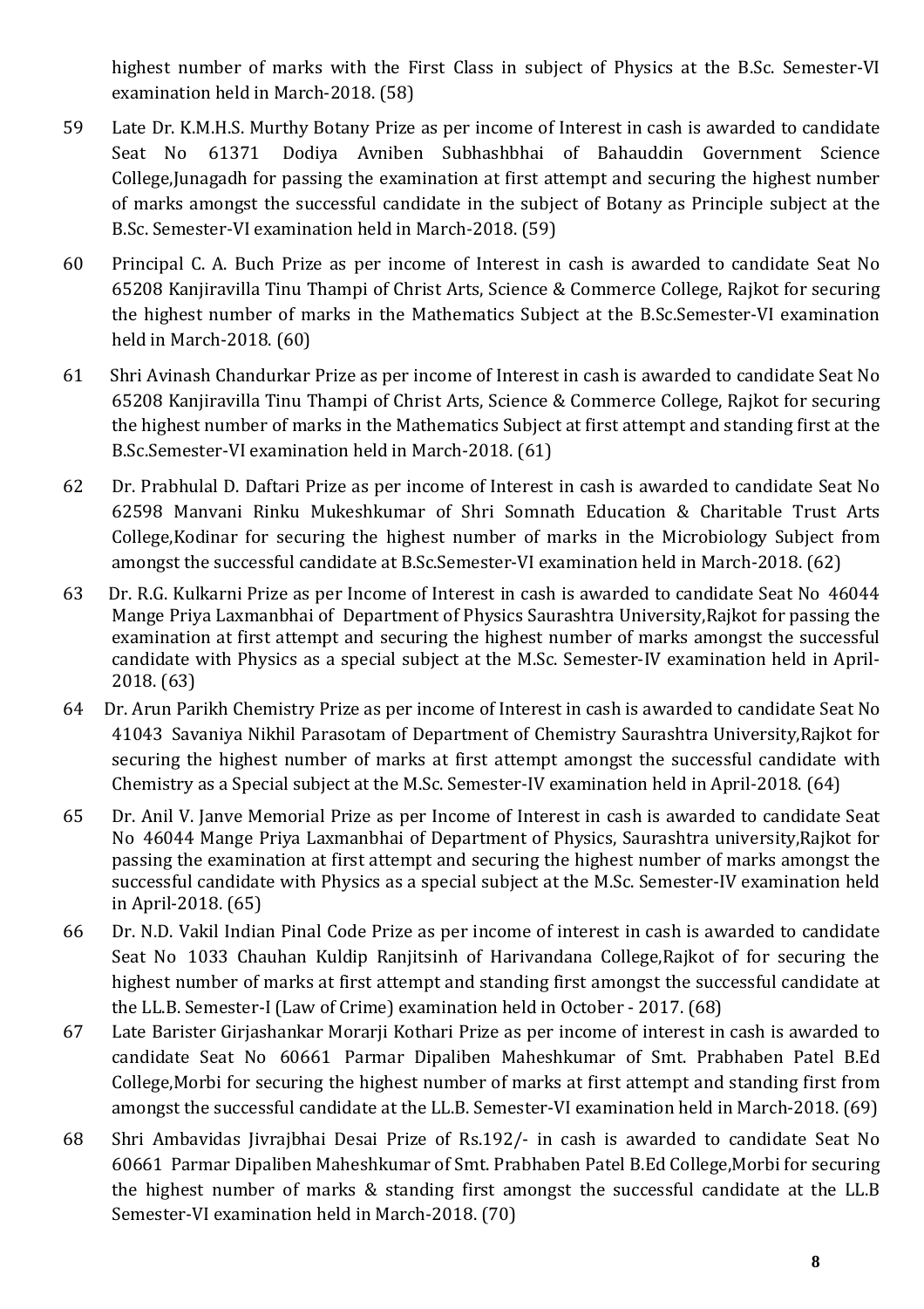highest number of marks with the First Class in subject of Physics at the B.Sc. Semester-VI examination held in March-2018. (58)

59 Late Dr. K.M.H.S. Murthy Botany Prize as per income of Interest in cash is awarded to candidate Seat No 61371 Dodiya Avniben Subhashbhai of Bahauddin Government Science College,Junagadh for passing the examination at first attempt and securing the highest number of marks amongst the successful candidate in the subject of Botany as Principle subject at the B.Sc. Semester-VI examination held in March-2018. (59)

60 Principal C. A. Buch Prize as per income of Interest in cash is awarded to candidate Seat No 65208 Kanjiravilla Tinu Thampi of Christ Arts, Science & Commerce College, Rajkot for securing the highest number of marks in the Mathematics Subject at the B.Sc.Semester-VI examination held in March-2018. (60)

61 Shri Avinash Chandurkar Prize as per income of Interest in cash is awarded to candidate Seat No 65208 Kanjiravilla Tinu Thampi of Christ Arts, Science & Commerce College, Rajkot for securing the highest number of marks in the Mathematics Subject at first attempt and standing first at the B.Sc.Semester-VI examination held in March-2018. (61)

62 Dr. Prabhulal D. Daftari Prize as per income of Interest in cash is awarded to candidate Seat No 62598 Manvani Rinku Mukeshkumar of Shri Somnath Education & Charitable Trust Arts College,Kodinar for securing the highest number of marks in the Microbiology Subject from amongst the successful candidate at B.Sc.Semester-VI examination held in March-2018. (62)

63 Dr. R.G. Kulkarni Prize as per Income of Interest in cash is awarded to candidate Seat No 46044 Mange Priya Laxmanbhai of Department of Physics Saurashtra University,Rajkot for passing the examination at first attempt and securing the highest number of marks amongst the successful candidate with Physics as a special subject at the M.Sc. Semester-IV examination held in April-2018. (63)

64 Dr. Arun Parikh Chemistry Prize as per income of Interest in cash is awarded to candidate Seat No 41043 Savaniya Nikhil Parasotam of Department of Chemistry Saurashtra University,Rajkot for securing the highest number of marks at first attempt amongst the successful candidate with Chemistry as a Special subject at the M.Sc. Semester-IV examination held in April-2018. (64)

65 Dr. Anil V. Janve Memorial Prize as per Income of Interest in cash is awarded to candidate Seat No 46044 Mange Priya Laxmanbhai of Department of Physics, Saurashtra university,Rajkot for passing the examination at first attempt and securing the highest number of marks amongst the successful candidate with Physics as a special subject at the M.Sc. Semester-IV examination held in April-2018. (65)

66 Dr. N.D. Vakil Indian Pinal Code Prize as per income of interest in cash is awarded to candidate Seat No 1033 Chauhan Kuldip Ranjitsinh of Harivandana College,Rajkot of for securing the highest number of marks at first attempt and standing first amongst the successful candidate at the LL.B. Semester-I (Law of Crime) examination held in October - 2017. (68)

67 Late Barister Girjashankar Morarji Kothari Prize as per income of interest in cash is awarded to candidate Seat No 60661 Parmar Dipaliben Maheshkumar of Smt. Prabhaben Patel B.Ed College,Morbi for securing the highest number of marks at first attempt and standing first from amongst the successful candidate at the LL.B. Semester-VI examination held in March-2018. (69)

68 Shri Ambavidas Jivrajbhai Desai Prize of Rs.192/- in cash is awarded to candidate Seat No 60661 Parmar Dipaliben Maheshkumar of Smt. Prabhaben Patel B.Ed College,Morbi for securing the highest number of marks & standing first amongst the successful candidate at the LL.B Semester-VI examination held in March-2018. (70)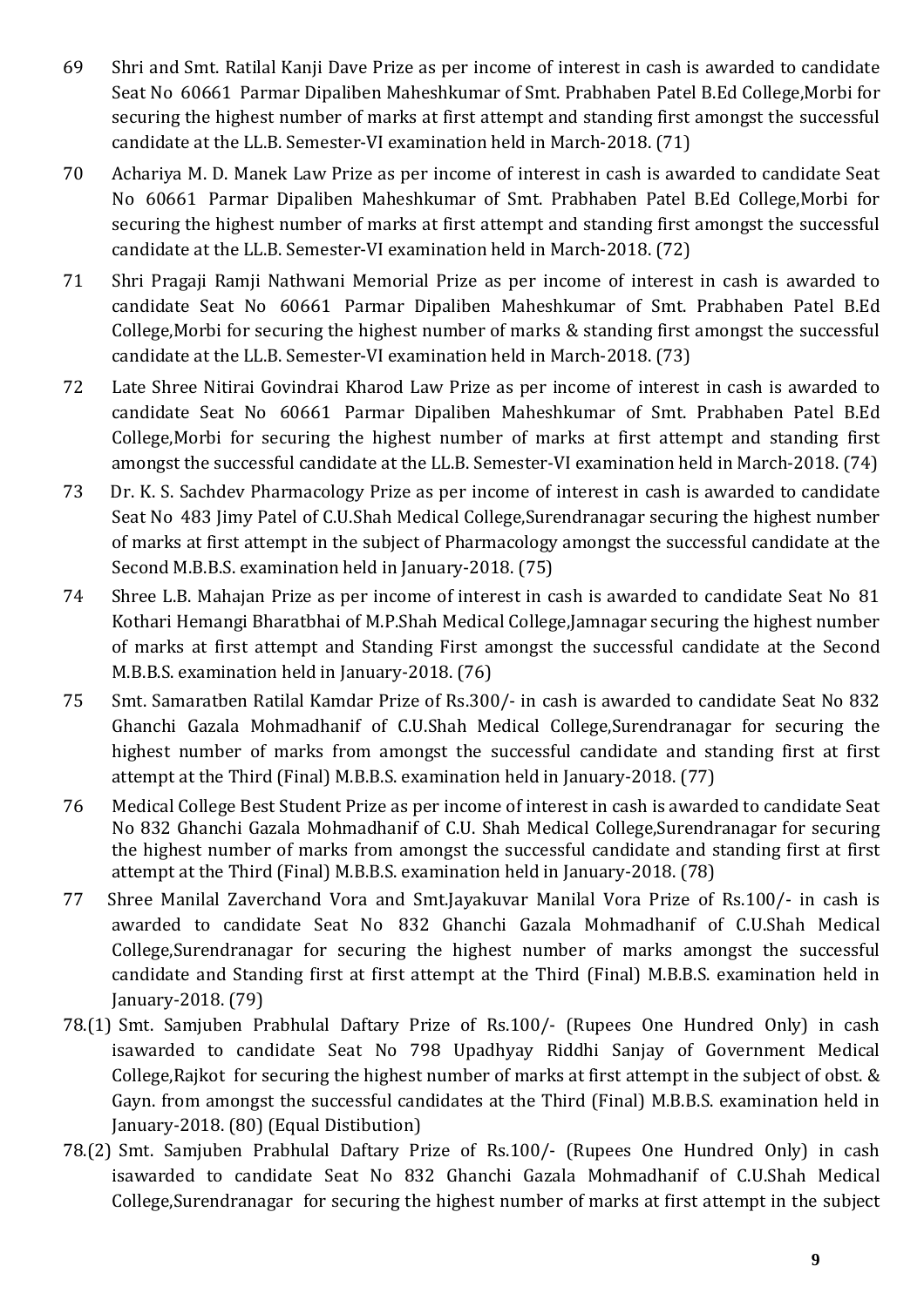69 Shri and Smt. Ratilal Kanji Dave Prize as per income of interest in cash is awarded to candidate Seat No 60661 Parmar Dipaliben Maheshkumar of Smt. Prabhaben Patel B.Ed College,Morbi for securing the highest number of marks at first attempt and standing first amongst the successful candidate at the LL.B. Semester-VI examination held in March-2018. (71)

70 Achariya M. D. Manek Law Prize as per income of interest in cash is awarded to candidate Seat No 60661 Parmar Dipaliben Maheshkumar of Smt. Prabhaben Patel B.Ed College,Morbi for securing the highest number of marks at first attempt and standing first amongst the successful candidate at the LL.B. Semester-VI examination held in March-2018. (72)

71 Shri Pragaji Ramji Nathwani Memorial Prize as per income of interest in cash is awarded to candidate Seat No 60661 Parmar Dipaliben Maheshkumar of Smt. Prabhaben Patel B.Ed College,Morbi for securing the highest number of marks & standing first amongst the successful candidate at the LL.B. Semester-VI examination held in March-2018. (73)

72 Late Shree Nitirai Govindrai Kharod Law Prize as per income of interest in cash is awarded to candidate Seat No 60661 Parmar Dipaliben Maheshkumar of Smt. Prabhaben Patel B.Ed College,Morbi for securing the highest number of marks at first attempt and standing first amongst the successful candidate at the LL.B. Semester-VI examination held in March-2018. (74)

73 Dr. K. S. Sachdev Pharmacology Prize as per income of interest in cash is awarded to candidate Seat No 483 Jimy Patel of C.U.Shah Medical College,Surendranagar securing the highest number of marks at first attempt in the subject of Pharmacology amongst the successful candidate at the Second M.B.B.S. examination held in January-2018. (75)

74 Shree L.B. Mahajan Prize as per income of interest in cash is awarded to candidate Seat No 81 Kothari Hemangi Bharatbhai of M.P.Shah Medical College,Jamnagar securing the highest number of marks at first attempt and Standing First amongst the successful candidate at the Second M.B.B.S. examination held in January-2018. (76)

75 Smt. Samaratben Ratilal Kamdar Prize of Rs.300/- in cash is awarded to candidate Seat No 832 Ghanchi Gazala Mohmadhanif of C.U.Shah Medical College,Surendranagar for securing the highest number of marks from amongst the successful candidate and standing first at first attempt at the Third (Final) M.B.B.S. examination held in January-2018. (77)

76 Medical College Best Student Prize as per income of interest in cash is awarded to candidate Seat No 832 Ghanchi Gazala Mohmadhanif of C.U. Shah Medical College,Surendranagar for securing the highest number of marks from amongst the successful candidate and standing first at first attempt at the Third (Final) M.B.B.S. examination held in January-2018. (78)

77 Shree Manilal Zaverchand Vora and Smt.Jayakuvar Manilal Vora Prize of Rs.100/- in cash is awarded to candidate Seat No 832 Ghanchi Gazala Mohmadhanif of C.U.Shah Medical College,Surendranagar for securing the highest number of marks amongst the successful candidate and Standing first at first attempt at the Third (Final) M.B.B.S. examination held in January-2018. (79)

78.(1) Smt. Samjuben Prabhulal Daftary Prize of Rs.100/- (Rupees One Hundred Only) in cash isawarded to candidate Seat No 798 Upadhyay Riddhi Sanjay of Government Medical College,Rajkot for securing the highest number of marks at first attempt in the subject of obst. & Gayn. from amongst the successful candidates at the Third (Final) M.B.B.S. examination held in January-2018. (80) (Equal Distibution)

78.(2) Smt. Samjuben Prabhulal Daftary Prize of Rs.100/- (Rupees One Hundred Only) in cash isawarded to candidate Seat No 832 Ghanchi Gazala Mohmadhanif of C.U.Shah Medical College,Surendranagar for securing the highest number of marks at first attempt in the subject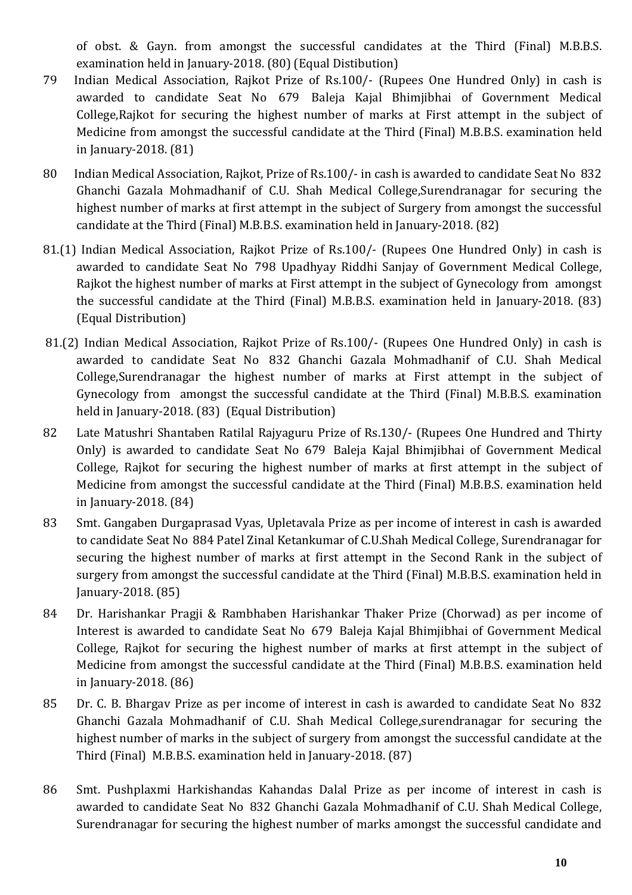of obst. & Gayn. from amongst the successful candidates at the Third (Final) M.B.B.S. examination held in January-2018. (80) (Equal Distibution)

79 Indian Medical Association, Rajkot Prize of Rs.100/- (Rupees One Hundred Only) in cash is awarded to candidate Seat No 679 Baleja Kajal Bhimjibhai of Government Medical College,Rajkot for securing the highest number of marks at First attempt in the subject of Medicine from amongst the successful candidate at the Third (Final) M.B.B.S. examination held in January-2018. (81)

80 Indian Medical Association, Rajkot, Prize of Rs.100/- in cash is awarded to candidate Seat No 832 Ghanchi Gazala Mohmadhanif of C.U. Shah Medical College,Surendranagar for securing the highest number of marks at first attempt in the subject of Surgery from amongst the successful candidate at the Third (Final) M.B.B.S. examination held in January-2018. (82)

81.(1) Indian Medical Association, Rajkot Prize of Rs.100/- (Rupees One Hundred Only) in cash is awarded to candidate Seat No 798 Upadhyay Riddhi Sanjay of Government Medical College, Rajkot the highest number of marks at First attempt in the subject of Gynecology from amongst the successful candidate at the Third (Final) M.B.B.S. examination held in January-2018. (83) (Equal Distribution)

81.(2) Indian Medical Association, Rajkot Prize of Rs.100/- (Rupees One Hundred Only) in cash is awarded to candidate Seat No 832 Ghanchi Gazala Mohmadhanif of C.U. Shah Medical College,Surendranagar the highest number of marks at First attempt in the subject of Gynecology from amongst the successful candidate at the Third (Final) M.B.B.S. examination held in January-2018. (83) (Equal Distribution)

82 Late Matushri Shantaben Ratilal Rajyaguru Prize of Rs.130/- (Rupees One Hundred and Thirty Only) is awarded to candidate Seat No 679 Baleja Kajal Bhimjibhai of Government Medical College, Rajkot for securing the highest number of marks at first attempt in the subject of Medicine from amongst the successful candidate at the Third (Final) M.B.B.S. examination held in January-2018. (84)

83 Smt. Gangaben Durgaprasad Vyas, Upletavala Prize as per income of interest in cash is awarded to candidate Seat No 884 Patel Zinal Ketankumar of C.U.Shah Medical College, Surendranagar for securing the highest number of marks at first attempt in the Second Rank in the subject of surgery from amongst the successful candidate at the Third (Final) M.B.B.S. examination held in January-2018. (85)

84 Dr. Harishankar Pragji & Rambhaben Harishankar Thaker Prize (Chorwad) as per income of Interest is awarded to candidate Seat No 679 Baleja Kajal Bhimjibhai of Government Medical College, Rajkot for securing the highest number of marks at first attempt in the subject of Medicine from amongst the successful candidate at the Third (Final) M.B.B.S. examination held in January-2018. (86)

85 Dr. C. B. Bhargav Prize as per income of interest in cash is awarded to candidate Seat No 832 Ghanchi Gazala Mohmadhanif of C.U. Shah Medical College,surendranagar for securing the highest number of marks in the subject of surgery from amongst the successful candidate at the Third (Final) M.B.B.S. examination held in January-2018. (87)

86 Smt. Pushplaxmi Harkishandas Kahandas Dalal Prize as per income of interest in cash is awarded to candidate Seat No 832 Ghanchi Gazala Mohmadhanif of C.U. Shah Medical College, Surendranagar for securing the highest number of marks amongst the successful candidate and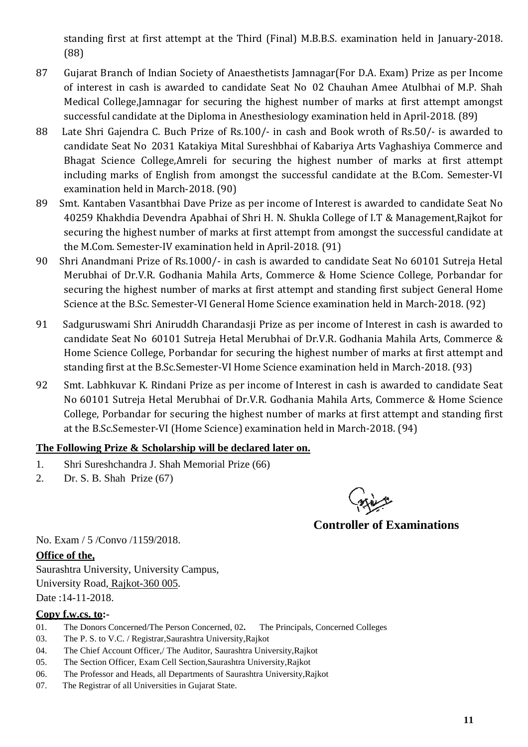standing first at first attempt at the Third (Final) M.B.B.S. examination held in January-2018. (88)

87 Gujarat Branch of Indian Society of Anaesthetists Jamnagar(For D.A. Exam) Prize as per Income of interest in cash is awarded to candidate Seat No 02 Chauhan Amee Atulbhai of M.P. Shah Medical College,Jamnagar for securing the highest number of marks at first attempt amongst successful candidate at the Diploma in Anesthesiology examination held in April-2018. (89)

88 Late Shri Gajendra C. Buch Prize of Rs.100/- in cash and Book wroth of Rs.50/- is awarded to candidate Seat No 2031 Katakiya Mital Sureshbhai of Kabariya Arts Vaghashiya Commerce and Bhagat Science College,Amreli for securing the highest number of marks at first attempt including marks of English from amongst the successful candidate at the B.Com. Semester-VI examination held in March-2018. (90)

89 Smt. Kantaben Vasantbhai Dave Prize as per income of Interest is awarded to candidate Seat No 40259 Khakhdia Devendra Apabhai of Shri H. N. Shukla College of I.T & Management,Rajkot for securing the highest number of marks at first attempt from amongst the successful candidate at the M.Com. Semester-IV examination held in April-2018. (91)

90 Shri Anandmani Prize of Rs.1000/- in cash is awarded to candidate Seat No 60101 Sutreja Hetal Merubhai of Dr.V.R. Godhania Mahila Arts, Commerce & Home Science College, Porbandar for securing the highest number of marks at first attempt and standing first subject General Home Science at the B.Sc. Semester-VI General Home Science examination held in March-2018. (92)

91 Sadguruswami Shri Aniruddh Charandasji Prize as per income of Interest in cash is awarded to candidate Seat No 60101 Sutreja Hetal Merubhai of Dr.V.R. Godhania Mahila Arts, Commerce & Home Science College, Porbandar for securing the highest number of marks at first attempt and standing first at the B.Sc.Semester-VI Home Science examination held in March-2018. (93)

92 Smt. Labhkuvar K. Rindani Prize as per income of Interest in cash is awarded to candidate Seat No 60101 Sutreja Hetal Merubhai of Dr.V.R. Godhania Mahila Arts, Commerce & Home Science College, Porbandar for securing the highest number of marks at first attempt and standing first at the B.Sc.Semester-VI (Home Science) examination held in March-2018. (94)

**The Following Prize & Scholarship will be declared later on.**

1. Shri Sureshchandra J. Shah Memorial Prize (66)
2. Dr. S. B. Shah Prize (67)

**Controller of Examinations**

No. Exam / 5 /Convo /1159/2018.

**Office of the,**

Saurashtra University, University Campus,
University Road, Rajkot-360 005.
Date :14-11-2018.

**Copy f.w.cs. to:-**

01. The Donors Concerned/The Person Concerned, 02. The Principals, Concerned Colleges
03. The P. S. to V.C. / Registrar,Saurashtra University,Rajkot
04. The Chief Account Officer,/ The Auditor, Saurashtra University,Rajkot
05. The Section Officer, Exam Cell Section,Saurashtra University,Rajkot
06. The Professor and Heads, all Departments of Saurashtra University,Rajkot
07. The Registrar of all Universities in Gujarat State.